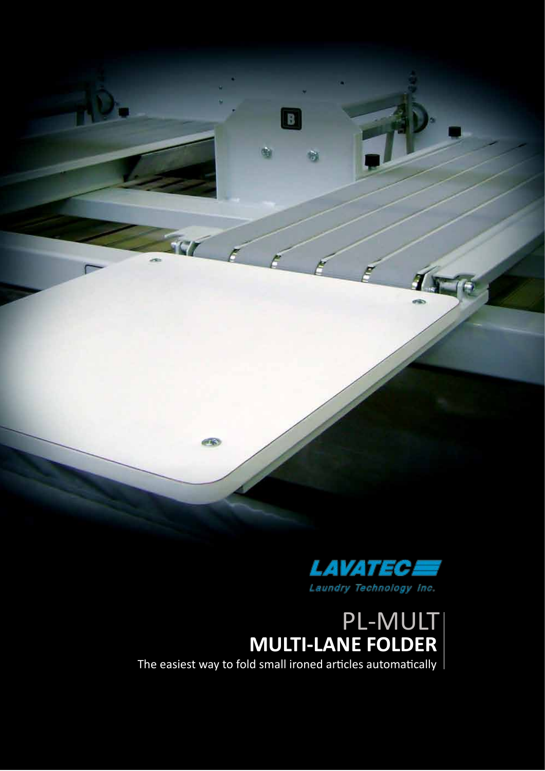LAVATEC
Laundry Technology Inc.

# PL-MULT
## MULTI-LANE FOLDER

The easiest way to fold small ironed articles automatically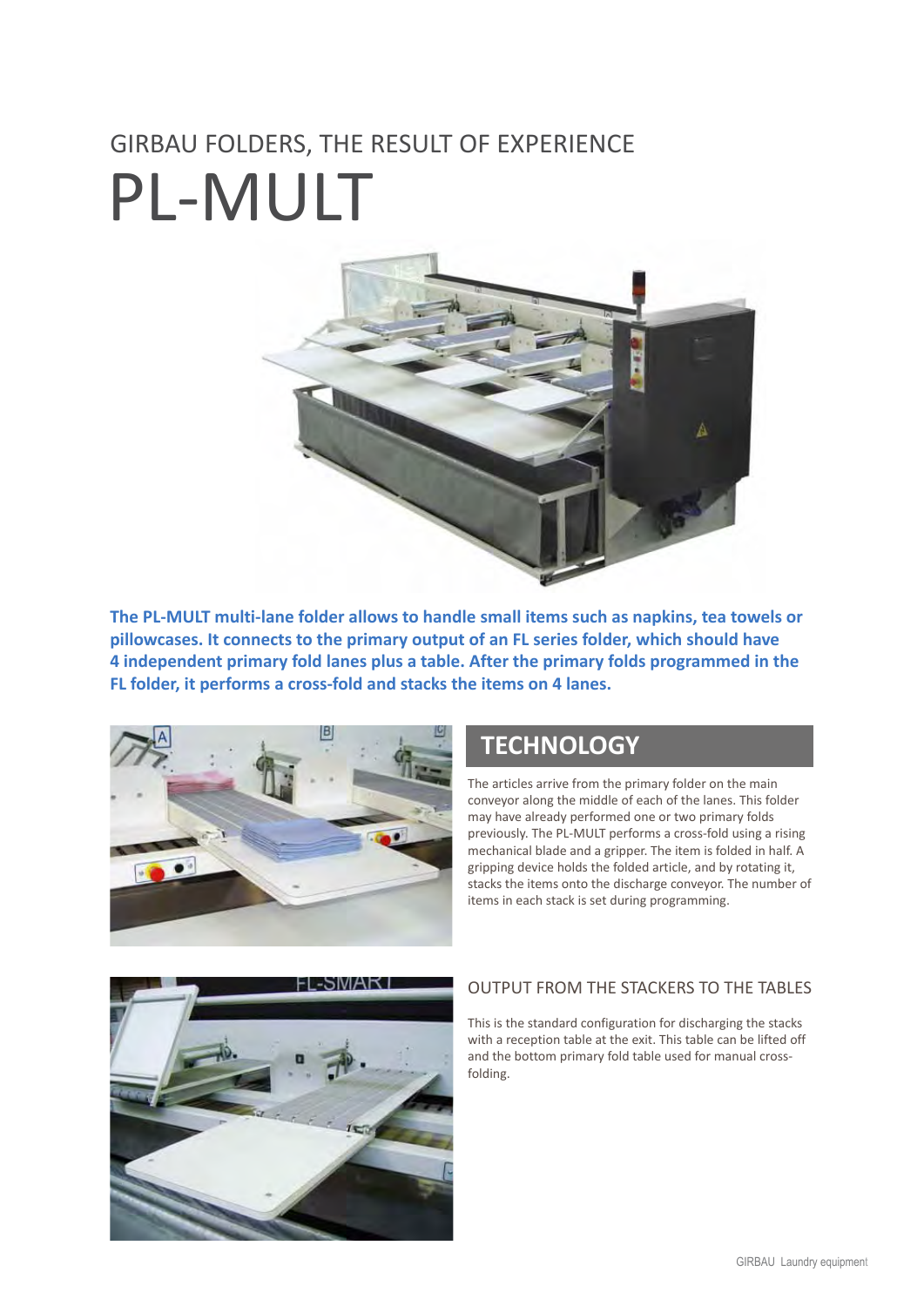GIRBAU FOLDERS, THE RESULT OF EXPERIENCE

# PL-MULT

**The PL-MULT multi-lane folder allows to handle small items such as napkins, tea towels or pillowcases. It connects to the primary output of an FL series folder, which should have 4 independent primary fold lanes plus a table. After the primary folds programmed in the FL folder, it performs a cross-fold and stacks the items on 4 lanes.**

## TECHNOLOGY

The articles arrive from the primary folder on the main conveyor along the middle of each of the lanes. This folder may have already performed one or two primary folds previously. The PL-MULT performs a cross-fold using a rising mechanical blade and a gripper. The item is folded in half. A gripping device holds the folded article, and by rotating it, stacks the items onto the discharge conveyor. The number of items in each stack is set during programming.

### OUTPUT FROM THE STACKERS TO THE TABLES

This is the standard configuration for discharging the stacks with a reception table at the exit. This table can be lifted off and the bottom primary fold table used for manual cross-folding.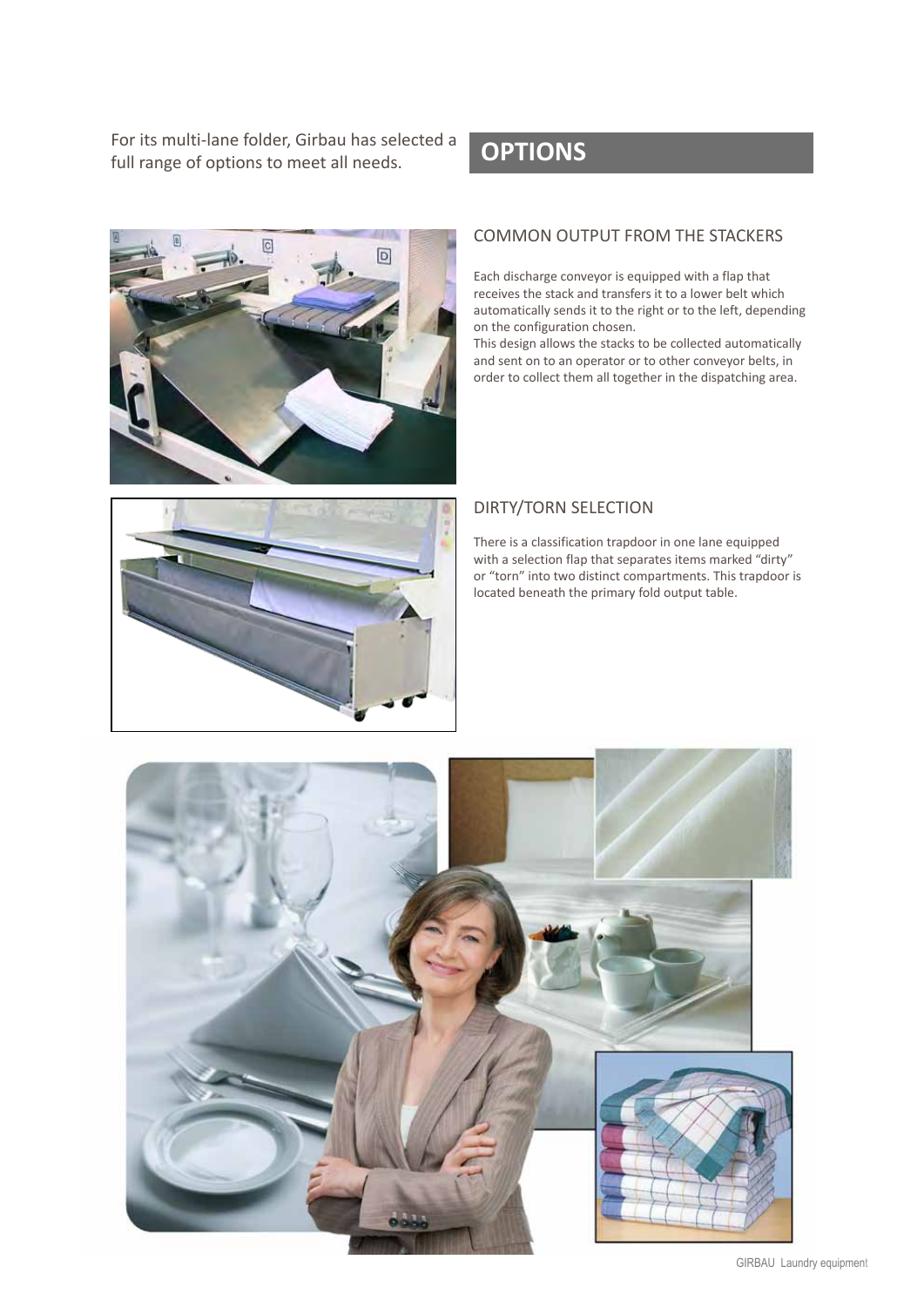For its multi-lane folder, Girbau has selected a full range of options to meet all needs.

## OPTIONS

### COMMON OUTPUT FROM THE STACKERS

Each discharge conveyor is equipped with a flap that receives the stack and transfers it to a lower belt which automatically sends it to the right or to the left, depending on the configuration chosen.
This design allows the stacks to be collected automatically and sent on to an operator or to other conveyor belts, in order to collect them all together in the dispatching area.

### DIRTY/TORN SELECTION

There is a classification trapdoor in one lane equipped with a selection flap that separates items marked "dirty" or "torn" into two distinct compartments. This trapdoor is located beneath the primary fold output table.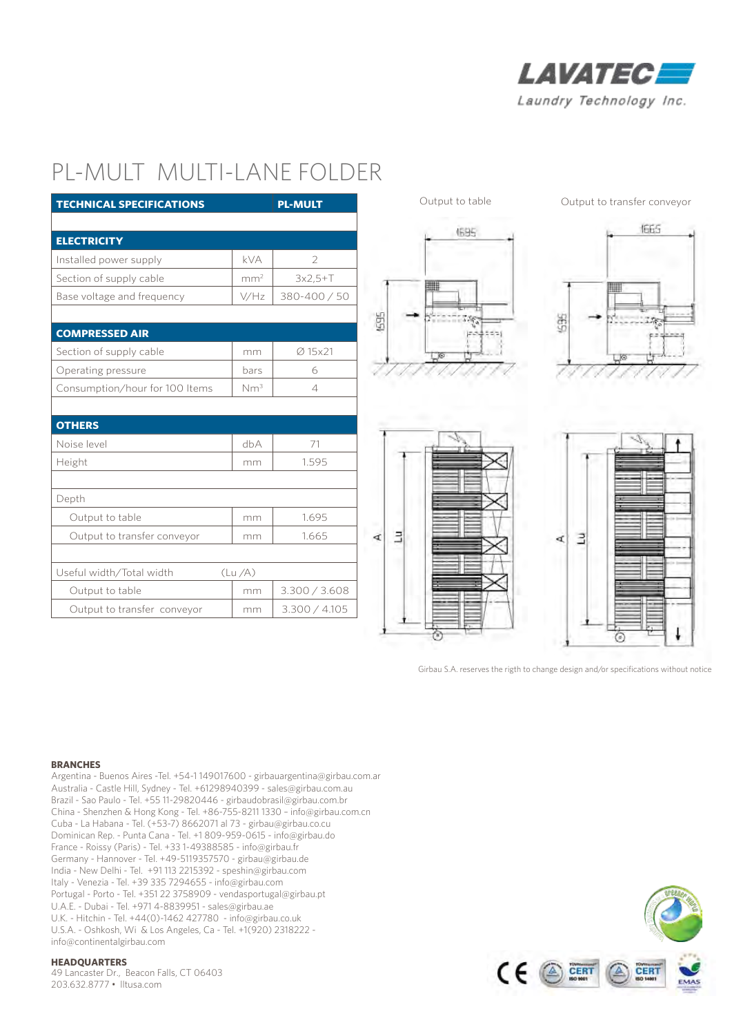LAVATEC

Laundry Technology Inc.

# PL-MULT MULTI-LANE FOLDER

| TECHNICAL SPECIFICATIONS | | PL-MULT |
|---|---|---|
| **ELECTRICITY** | | |
| Installed power supply | kVA | 2 |
| Section of supply cable | mm² | 3x2,5+T |
| Base voltage and frequency | V/Hz | 380-400 / 50 |
| **COMPRESSED AIR** | | |
| Section of supply cable | mm | Ø 15x21 |
| Operating pressure | bars | 6 |
| Consumption/hour for 100 Items | Nm³ | 4 |
| **OTHERS** | | |
| Noise level | dbA | 71 |
| Height | mm | 1.595 |
| Depth | | |
| Output to table | mm | 1.695 |
| Output to transfer conveyor | mm | 1.665 |
| Useful width/Total width (Lu /A) | | |
| Output to table | mm | 3.300 / 3.608 |
| Output to transfer conveyor | mm | 3.300 / 4.105 |

Output to table

1695

1595

A

Lu

Output to transfer conveyor

1665

1595

A

Lu

Girbau S.A. reserves the rigth to change design and/or specifications without notice

**BRANCHES**

Argentina - Buenos Aires -Tel. +54-1 149017600 - girbauargentina@girbau.com.ar
Australia - Castle Hill, Sydney - Tel. +61298940399 - sales@girbau.com.au
Brazil - Sao Paulo - Tel. +55 11-29820446 - girbaudobrasil@girbau.com.br
China - Shenzhen & Hong Kong - Tel. +86-755-8211 1330 – info@girbau.com.cn
Cuba - La Habana - Tel. (+53-7) 8662071 al 73 - girbau@girbau.co.cu
Dominican Rep. - Punta Cana - Tel. +1 809-959-0615 - info@girbau.do
France - Roissy (Paris) - Tel. +33 1-49388585 - info@girbau.fr
Germany - Hannover - Tel. +49-5119357570 - girbau@girbau.de
India - New Delhi - Tel. +91 113 2215392 - speshin@girbau.com
Italy - Venezia - Tel. +39 335 7294655 - info@girbau.com
Portugal - Porto - Tel. +351 22 3758909 - vendasportugal@girbau.pt
U.A.E. - Dubai - Tel. +971 4-8839951 - sales@girbau.ae
U.K. - Hitchin - Tel. +44(0)-1462 427780 - info@girbau.co.uk
U.S.A. - Oshkosh, Wi & Los Angeles, Ca - Tel. +1(920) 2318222 - info@continentalgirbau.com

**HEADQUARTERS**

49 Lancaster Dr., Beacon Falls, CT 06403
203.632.8777 • lltusa.com